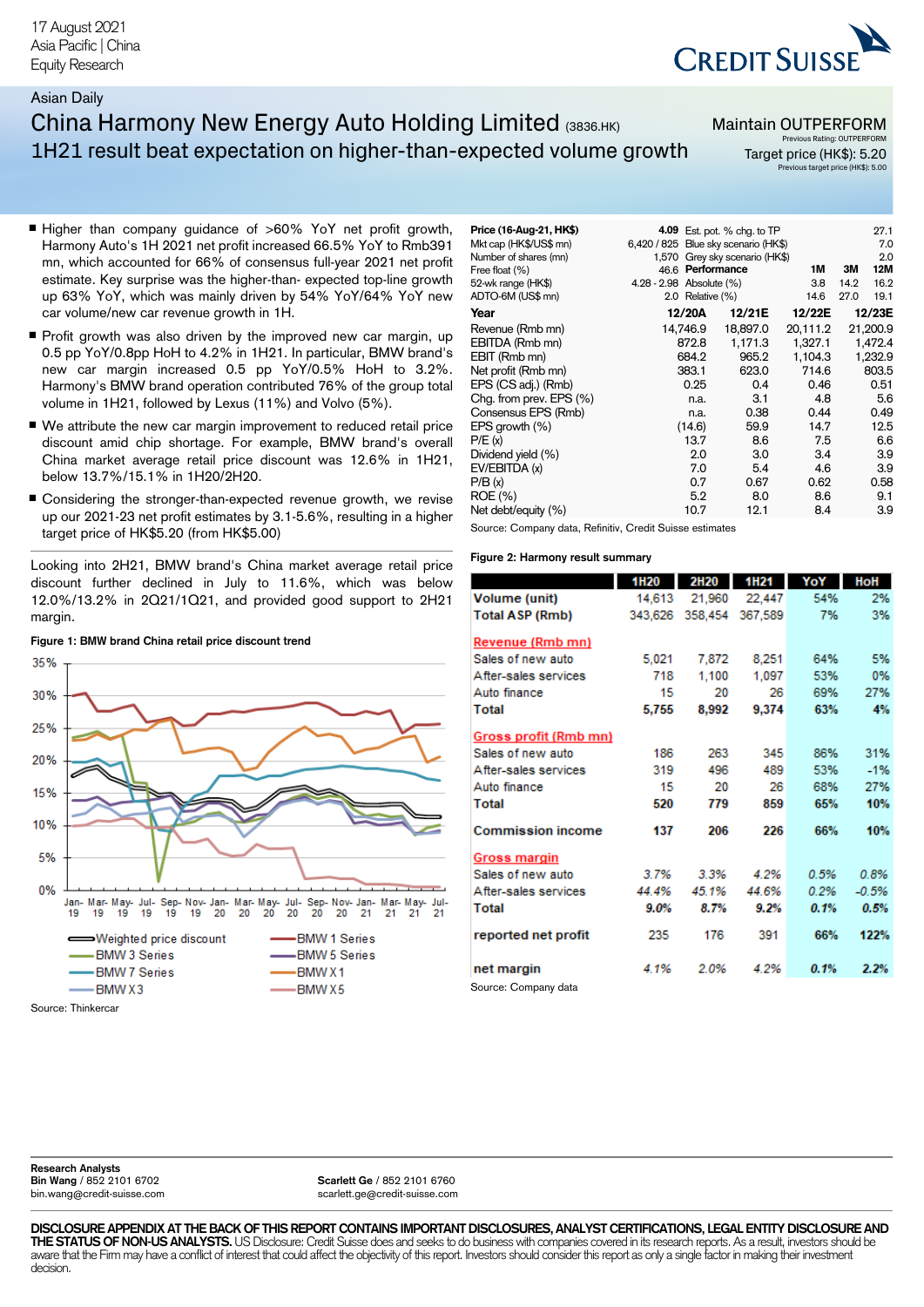17 August 2021
Asia Pacific | China
Equity Research

Asian Daily

# China Harmony New Energy Auto Holding Limited (3836.HK)

## 1H21 result beat expectation on higher-than-expected volume growth

**Maintain OUTPERFORM**
Previous Rating: OUTPERFORM
**Target price (HK$): 5.20**
Previous target price (HK$): 5.00

- Higher than company guidance of >60% YoY net profit growth, Harmony Auto's 1H 2021 net profit increased 66.5% YoY to Rmb391 mn, which accounted for 66% of consensus full-year 2021 net profit estimate. Key surprise was the higher-than- expected top-line growth up 63% YoY, which was mainly driven by 54% YoY/64% YoY new car volume/new car revenue growth in 1H.
- Profit growth was also driven by the improved new car margin, up 0.5 pp YoY/0.8pp HoH to 4.2% in 1H21. In particular, BMW brand's new car margin increased 0.5 pp YoY/0.5% HoH to 3.2%. Harmony's BMW brand operation contributed 76% of the group total volume in 1H21, followed by Lexus (11%) and Volvo (5%).
- We attribute the new car margin improvement to reduced retail price discount amid chip shortage. For example, BMW brand's overall China market average retail price discount was 12.6% in 1H21, below 13.7%/15.1% in 1H20/2H20.
- Considering the stronger-than-expected revenue growth, we revise up our 2021-23 net profit estimates by 3.1-5.6%, resulting in a higher target price of HK$5.20 (from HK$5.00)

| Price (16-Aug-21, HK$) | 4.09 | Est. pot. % chg. to TP | | | 27.1 |
|---|---|---|---|---|---|
| Mkt cap (HK$/US$ mn) | 6,420 / 825 | Blue sky scenario (HK$) | | | 7.0 |
| Number of shares (mn) | 1,570 | Grey sky scenario (HK$) | | | 2.0 |
| Free float (%) | 46.6 | **Performance** | **1M** | **3M** | **12M** |
| 52-wk range (HK$) | 4.28 - 2.98 | Absolute (%) | 3.8 | 14.2 | 16.2 |
| ADTO-6M (US$ mn) | 2.0 | Relative (%) | 14.6 | 27.0 | 19.1 |

| Year | 12/20A | 12/21E | 12/22E | 12/23E |
|---|---|---|---|---|
| Revenue (Rmb mn) | 14,746.9 | 18,897.0 | 20,111.2 | 21,200.9 |
| EBITDA (Rmb mn) | 872.8 | 1,171.3 | 1,327.1 | 1,472.4 |
| EBIT (Rmb mn) | 684.2 | 965.2 | 1,104.3 | 1,232.9 |
| Net profit (Rmb mn) | 383.1 | 623.0 | 714.6 | 803.5 |
| EPS (CS adj.) (Rmb) | 0.25 | 0.4 | 0.46 | 0.51 |
| Chg. from prev. EPS (%) | n.a. | 3.1 | 4.8 | 5.6 |
| Consensus EPS (Rmb) | n.a. | 0.38 | 0.44 | 0.49 |
| EPS growth (%) | (14.6) | 59.9 | 14.7 | 12.5 |
| P/E (x) | 13.7 | 8.6 | 7.5 | 6.6 |
| Dividend yield (%) | 2.0 | 3.0 | 3.4 | 3.9 |
| EV/EBITDA (x) | 7.0 | 5.4 | 4.6 | 3.9 |
| P/B (x) | 0.7 | 0.67 | 0.62 | 0.58 |
| ROE (%) | 5.2 | 8.0 | 8.6 | 9.1 |
| Net debt/equity (%) | 10.7 | 12.1 | 8.4 | 3.9 |

Source: Company data, Refinitiv, Credit Suisse estimates

Looking into 2H21, BMW brand's China market average retail price discount further declined in July to 11.6%, which was below 12.0%/13.2% in 2Q21/1Q21, and provided good support to 2H21 margin.

**Figure 1: BMW brand China retail price discount trend**

Legend: Weighted price discount; BMW 1 Series; BMW 3 Series; BMW 5 Series; BMW 7 Series; BMW X1; BMW X3; BMW X5

Source: Thinkercar

**Figure 2: Harmony result summary**

| | 1H20 | 2H20 | 1H21 | YoY | HoH |
|---|---|---|---|---|---|
| **Volume (unit)** | 14,613 | 21,960 | 22,447 | 54% | 2% |
| **Total ASP (Rmb)** | 343,626 | 358,454 | 367,589 | 7% | 3% |
| **Revenue (Rmb mn)** | | | | | |
| Sales of new auto | 5,021 | 7,872 | 8,251 | 64% | 5% |
| After-sales services | 718 | 1,100 | 1,097 | 53% | 0% |
| Auto finance | 15 | 20 | 26 | 69% | 27% |
| **Total** | **5,755** | **8,992** | **9,374** | **63%** | **4%** |
| **Gross profit (Rmb mn)** | | | | | |
| Sales of new auto | 186 | 263 | 345 | 86% | 31% |
| After-sales services | 319 | 496 | 489 | 53% | -1% |
| Auto finance | 15 | 20 | 26 | 68% | 27% |
| **Total** | **520** | **779** | **859** | **65%** | **10%** |
| **Commission income** | **137** | **206** | **226** | **66%** | **10%** |
| **Gross margin** | | | | | |
| Sales of new auto | *3.7%* | *3.3%* | *4.2%* | *0.5%* | *0.8%* |
| After-sales services | *44.4%* | *45.1%* | *44.6%* | *0.2%* | *-0.5%* |
| **Total** | ***9.0%*** | ***8.7%*** | ***9.2%*** | ***0.1%*** | ***0.5%*** |
| **reported net profit** | 235 | 176 | 391 | **66%** | **122%** |
| **net margin** | *4.1%* | *2.0%* | *4.2%* | ***0.1%*** | ***2.2%*** |

Source: Company data

**Research Analysts**
**Bin Wang** / 852 2101 6702
bin.wang@credit-suisse.com

**Scarlett Ge** / 852 2101 6760
scarlett.ge@credit-suisse.com

**DISCLOSURE APPENDIX AT THE BACK OF THIS REPORT CONTAINS IMPORTANT DISCLOSURES, ANALYST CERTIFICATIONS, LEGAL ENTITY DISCLOSURE AND THE STATUS OF NON-US ANALYSTS.** US Disclosure: Credit Suisse does and seeks to do business with companies covered in its research reports. As a result, investors should be aware that the Firm may have a conflict of interest that could affect the objectivity of this report. Investors should consider this report as only a single factor in making their investment decision.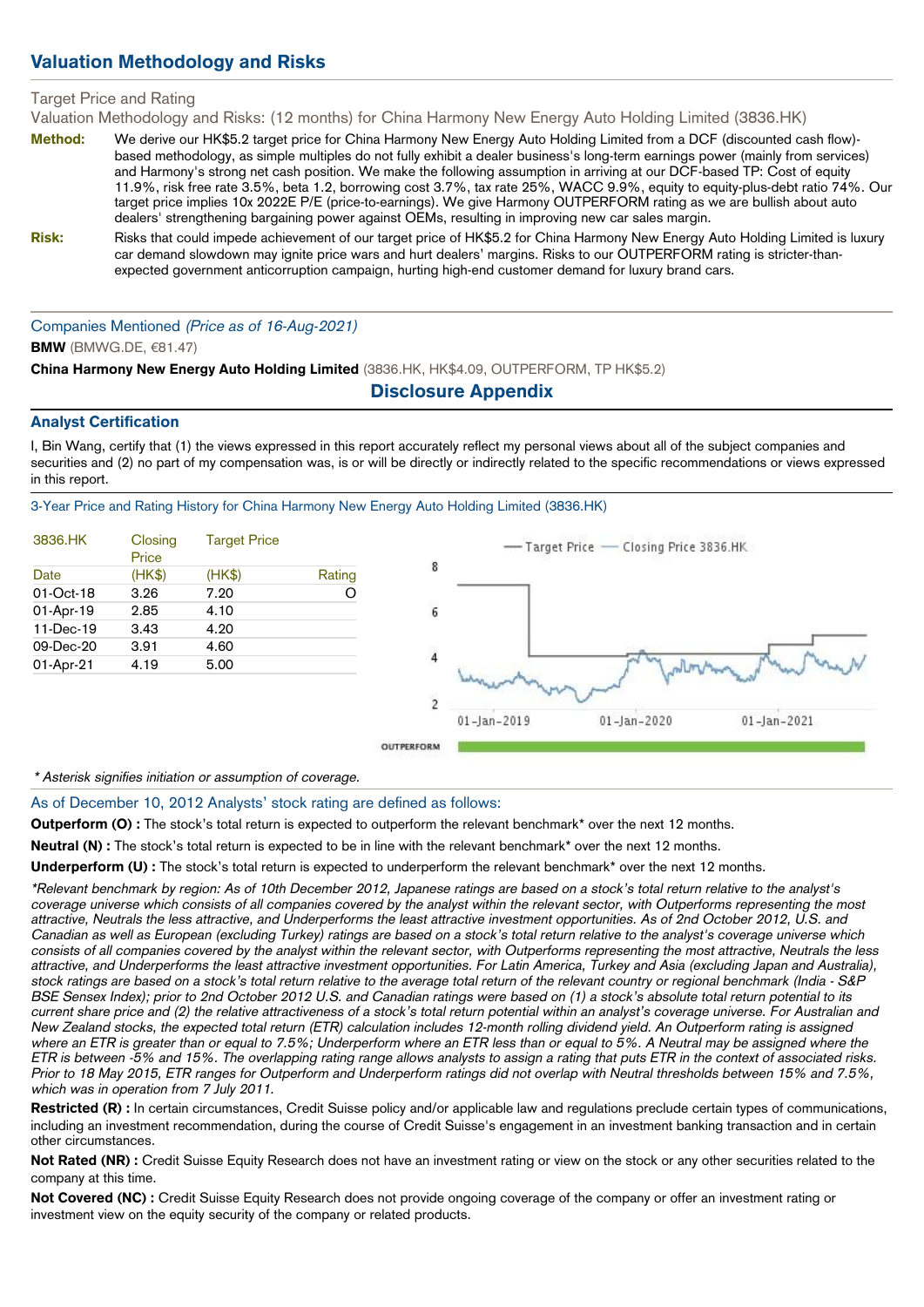## Valuation Methodology and Risks

Target Price and Rating

Valuation Methodology and Risks: (12 months) for China Harmony New Energy Auto Holding Limited (3836.HK)

**Method:** We derive our HK$5.2 target price for China Harmony New Energy Auto Holding Limited from a DCF (discounted cash flow)-based methodology, as simple multiples do not fully exhibit a dealer business's long-term earnings power (mainly from services) and Harmony's strong net cash position. We make the following assumption in arriving at our DCF-based TP: Cost of equity 11.9%, risk free rate 3.5%, beta 1.2, borrowing cost 3.7%, tax rate 25%, WACC 9.9%, equity to equity-plus-debt ratio 74%. Our target price implies 10x 2022E P/E (price-to-earnings). We give Harmony OUTPERFORM rating as we are bullish about auto dealers' strengthening bargaining power against OEMs, resulting in improving new car sales margin.

**Risk:** Risks that could impede achievement of our target price of HK$5.2 for China Harmony New Energy Auto Holding Limited is luxury car demand slowdown may ignite price wars and hurt dealers' margins. Risks to our OUTPERFORM rating is stricter-than-expected government anticorruption campaign, hurting high-end customer demand for luxury brand cars.

Companies Mentioned *(Price as of 16-Aug-2021)*

**BMW** (BMWG.DE, €81.47)

**China Harmony New Energy Auto Holding Limited** (3836.HK, HK$4.09, OUTPERFORM, TP HK$5.2)

## Disclosure Appendix

### Analyst Certification

I, Bin Wang, certify that (1) the views expressed in this report accurately reflect my personal views about all of the subject companies and securities and (2) no part of my compensation was, is or will be directly or indirectly related to the specific recommendations or views expressed in this report.

3-Year Price and Rating History for China Harmony New Energy Auto Holding Limited (3836.HK)

| 3836.HK Date | Closing Price (HK$) | Target Price (HK$) | Rating |
|---|---|---|---|
| 01-Oct-18 | 3.26 | 7.20 | O |
| 01-Apr-19 | 2.85 | 4.10 | |
| 11-Dec-19 | 3.43 | 4.20 | |
| 09-Dec-20 | 3.91 | 4.60 | |
| 01-Apr-21 | 4.19 | 5.00 | |

*\* Asterisk signifies initiation or assumption of coverage.*

As of December 10, 2012 Analysts' stock rating are defined as follows:

**Outperform (O) :** The stock's total return is expected to outperform the relevant benchmark* over the next 12 months.

**Neutral (N) :** The stock's total return is expected to be in line with the relevant benchmark* over the next 12 months.

**Underperform (U) :** The stock's total return is expected to underperform the relevant benchmark* over the next 12 months.

*\*Relevant benchmark by region: As of 10th December 2012, Japanese ratings are based on a stock's total return relative to the analyst's coverage universe which consists of all companies covered by the analyst within the relevant sector, with Outperforms representing the most attractive, Neutrals the less attractive, and Underperforms the least attractive investment opportunities. As of 2nd October 2012, U.S. and Canadian as well as European (excluding Turkey) ratings are based on a stock's total return relative to the analyst's coverage universe which consists of all companies covered by the analyst within the relevant sector, with Outperforms representing the most attractive, Neutrals the less attractive, and Underperforms the least attractive investment opportunities. For Latin America, Turkey and Asia (excluding Japan and Australia), stock ratings are based on a stock's total return relative to the average total return of the relevant country or regional benchmark (India - S&P BSE Sensex Index); prior to 2nd October 2012 U.S. and Canadian ratings were based on (1) a stock's absolute total return potential to its current share price and (2) the relative attractiveness of a stock's total return potential within an analyst's coverage universe. For Australian and New Zealand stocks, the expected total return (ETR) calculation includes 12-month rolling dividend yield. An Outperform rating is assigned where an ETR is greater than or equal to 7.5%; Underperform where an ETR less than or equal to 5%. A Neutral may be assigned where the ETR is between -5% and 15%. The overlapping rating range allows analysts to assign a rating that puts ETR in the context of associated risks. Prior to 18 May 2015, ETR ranges for Outperform and Underperform ratings did not overlap with Neutral thresholds between 15% and 7.5%, which was in operation from 7 July 2011.*

**Restricted (R) :** In certain circumstances, Credit Suisse policy and/or applicable law and regulations preclude certain types of communications, including an investment recommendation, during the course of Credit Suisse's engagement in an investment banking transaction and in certain other circumstances.

**Not Rated (NR) :** Credit Suisse Equity Research does not have an investment rating or view on the stock or any other securities related to the company at this time.

**Not Covered (NC) :** Credit Suisse Equity Research does not provide ongoing coverage of the company or offer an investment rating or investment view on the equity security of the company or related products.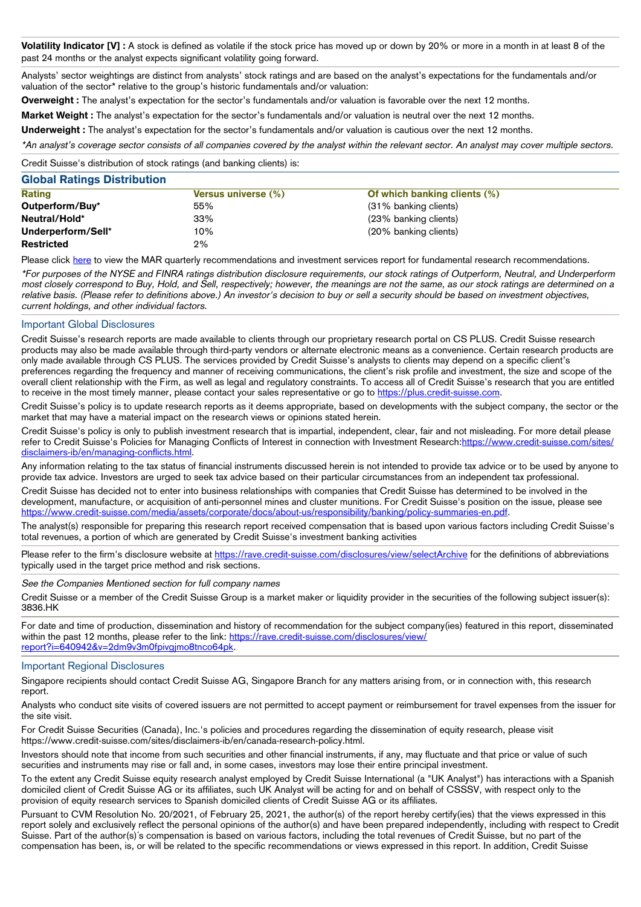**Volatility Indicator [V] :** A stock is defined as volatile if the stock price has moved up or down by 20% or more in a month in at least 8 of the past 24 months or the analyst expects significant volatility going forward.

Analysts' sector weightings are distinct from analysts' stock ratings and are based on the analyst's expectations for the fundamentals and/or valuation of the sector* relative to the group's historic fundamentals and/or valuation:

**Overweight :** The analyst's expectation for the sector's fundamentals and/or valuation is favorable over the next 12 months.

**Market Weight :** The analyst's expectation for the sector's fundamentals and/or valuation is neutral over the next 12 months.

**Underweight :** The analyst's expectation for the sector's fundamentals and/or valuation is cautious over the next 12 months.

*\*An analyst's coverage sector consists of all companies covered by the analyst within the relevant sector. An analyst may cover multiple sectors.*

Credit Suisse's distribution of stock ratings (and banking clients) is:

## Global Ratings Distribution

| Rating | Versus universe (%) | Of which banking clients (%) |
|---|---|---|
| **Outperform/Buy*** | 55% | (31% banking clients) |
| **Neutral/Hold*** | 33% | (23% banking clients) |
| **Underperform/Sell*** | 10% | (20% banking clients) |
| **Restricted** | 2% | |

Please click here to view the MAR quarterly recommendations and investment services report for fundamental research recommendations.

*\*For purposes of the NYSE and FINRA ratings distribution disclosure requirements, our stock ratings of Outperform, Neutral, and Underperform most closely correspond to Buy, Hold, and Sell, respectively; however, the meanings are not the same, as our stock ratings are determined on a relative basis. (Please refer to definitions above.) An investor's decision to buy or sell a security should be based on investment objectives, current holdings, and other individual factors.*

## Important Global Disclosures

Credit Suisse's research reports are made available to clients through our proprietary research portal on CS PLUS. Credit Suisse research products may also be made available through third-party vendors or alternate electronic means as a convenience. Certain research products are only made available through CS PLUS. The services provided by Credit Suisse's analysts to clients may depend on a specific client's preferences regarding the frequency and manner of receiving communications, the client's risk profile and investment, the size and scope of the overall client relationship with the Firm, as well as legal and regulatory constraints. To access all of Credit Suisse's research that you are entitled to receive in the most timely manner, please contact your sales representative or go to https://plus.credit-suisse.com.

Credit Suisse's policy is to update research reports as it deems appropriate, based on developments with the subject company, the sector or the market that may have a material impact on the research views or opinions stated herein.

Credit Suisse's policy is only to publish investment research that is impartial, independent, clear, fair and not misleading. For more detail please refer to Credit Suisse's Policies for Managing Conflicts of Interest in connection with Investment Research:https://www.credit-suisse.com/sites/disclaimers-ib/en/managing-conflicts.html.

Any information relating to the tax status of financial instruments discussed herein is not intended to provide tax advice or to be used by anyone to provide tax advice. Investors are urged to seek tax advice based on their particular circumstances from an independent tax professional.

Credit Suisse has decided not to enter into business relationships with companies that Credit Suisse has determined to be involved in the development, manufacture, or acquisition of anti-personnel mines and cluster munitions. For Credit Suisse's position on the issue, please see https://www.credit-suisse.com/media/assets/corporate/docs/about-us/responsibility/banking/policy-summaries-en.pdf.

The analyst(s) responsible for preparing this research report received compensation that is based upon various factors including Credit Suisse's total revenues, a portion of which are generated by Credit Suisse's investment banking activities

Please refer to the firm's disclosure website at https://rave.credit-suisse.com/disclosures/view/selectArchive for the definitions of abbreviations typically used in the target price method and risk sections.

*See the Companies Mentioned section for full company names*

Credit Suisse or a member of the Credit Suisse Group is a market maker or liquidity provider in the securities of the following subject issuer(s): 3836.HK

For date and time of production, dissemination and history of recommendation for the subject company(ies) featured in this report, disseminated within the past 12 months, please refer to the link: https://rave.credit-suisse.com/disclosures/view/report?i=640942&v=2dm9v3m0fpivgjmo8tnco64pk.

## Important Regional Disclosures

Singapore recipients should contact Credit Suisse AG, Singapore Branch for any matters arising from, or in connection with, this research report.

Analysts who conduct site visits of covered issuers are not permitted to accept payment or reimbursement for travel expenses from the issuer for the site visit.

For Credit Suisse Securities (Canada), Inc.'s policies and procedures regarding the dissemination of equity research, please visit https://www.credit-suisse.com/sites/disclaimers-ib/en/canada-research-policy.html.

Investors should note that income from such securities and other financial instruments, if any, may fluctuate and that price or value of such securities and instruments may rise or fall and, in some cases, investors may lose their entire principal investment.

To the extent any Credit Suisse equity research analyst employed by Credit Suisse International (a "UK Analyst") has interactions with a Spanish domiciled client of Credit Suisse AG or its affiliates, such UK Analyst will be acting for and on behalf of CSSSV, with respect only to the provision of equity research services to Spanish domiciled clients of Credit Suisse AG or its affiliates.

Pursuant to CVM Resolution No. 20/2021, of February 25, 2021, the author(s) of the report hereby certify(ies) that the views expressed in this report solely and exclusively reflect the personal opinions of the author(s) and have been prepared independently, including with respect to Credit Suisse. Part of the author(s)´s compensation is based on various factors, including the total revenues of Credit Suisse, but no part of the compensation has been, is, or will be related to the specific recommendations or views expressed in this report. In addition, Credit Suisse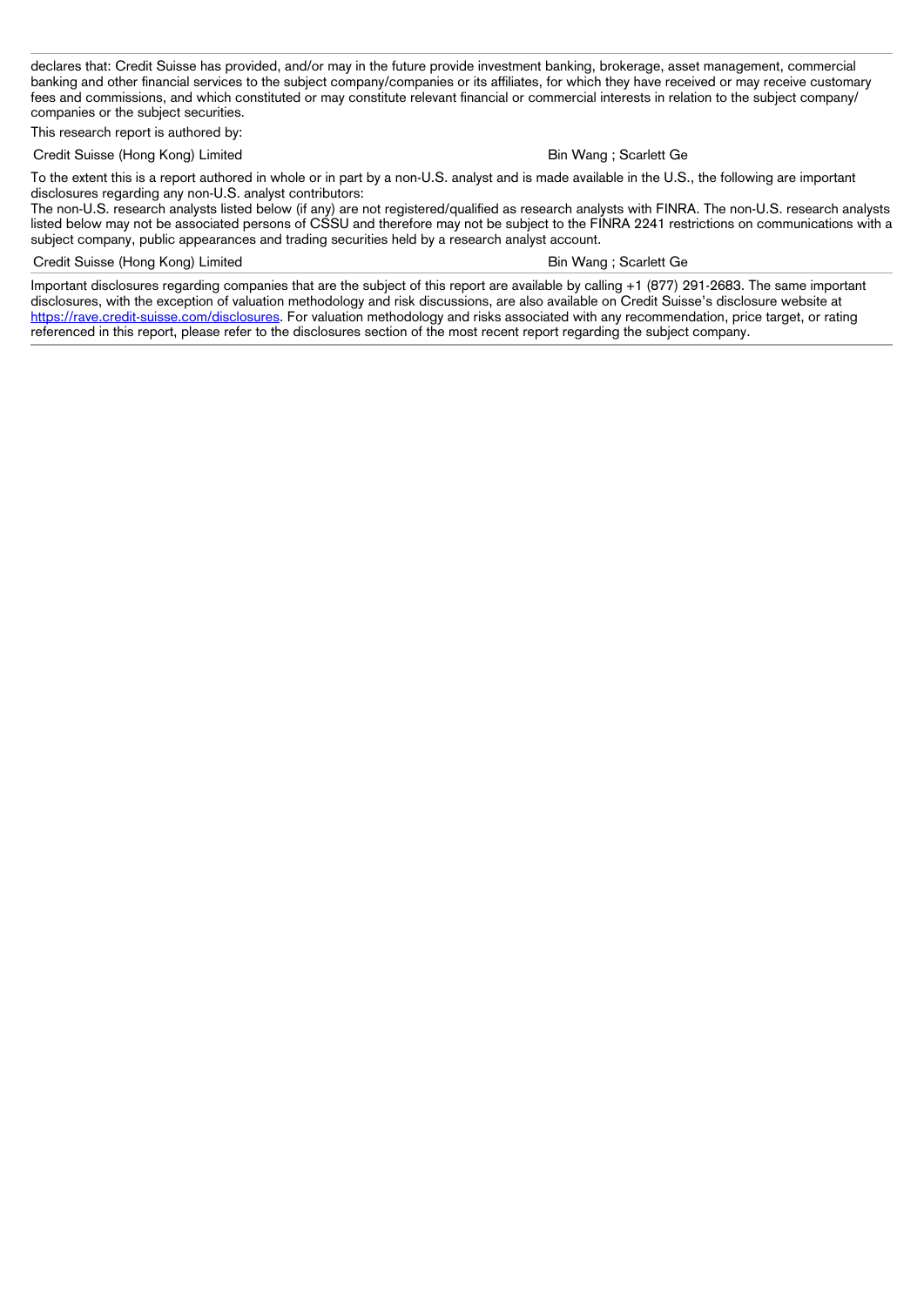declares that: Credit Suisse has provided, and/or may in the future provide investment banking, brokerage, asset management, commercial banking and other financial services to the subject company/companies or its affiliates, for which they have received or may receive customary fees and commissions, and which constituted or may constitute relevant financial or commercial interests in relation to the subject company/companies or the subject securities.

This research report is authored by:

| Credit Suisse (Hong Kong) Limited | Bin Wang ; Scarlett Ge |
| --- | --- |

To the extent this is a report authored in whole or in part by a non-U.S. analyst and is made available in the U.S., the following are important disclosures regarding any non-U.S. analyst contributors:

The non-U.S. research analysts listed below (if any) are not registered/qualified as research analysts with FINRA. The non-U.S. research analysts listed below may not be associated persons of CSSU and therefore may not be subject to the FINRA 2241 restrictions on communications with a subject company, public appearances and trading securities held by a research analyst account.

| Credit Suisse (Hong Kong) Limited | Bin Wang ; Scarlett Ge |
| --- | --- |

Important disclosures regarding companies that are the subject of this report are available by calling +1 (877) 291-2683. The same important disclosures, with the exception of valuation methodology and risk discussions, are also available on Credit Suisse's disclosure website at https://rave.credit-suisse.com/disclosures. For valuation methodology and risks associated with any recommendation, price target, or rating referenced in this report, please refer to the disclosures section of the most recent report regarding the subject company.